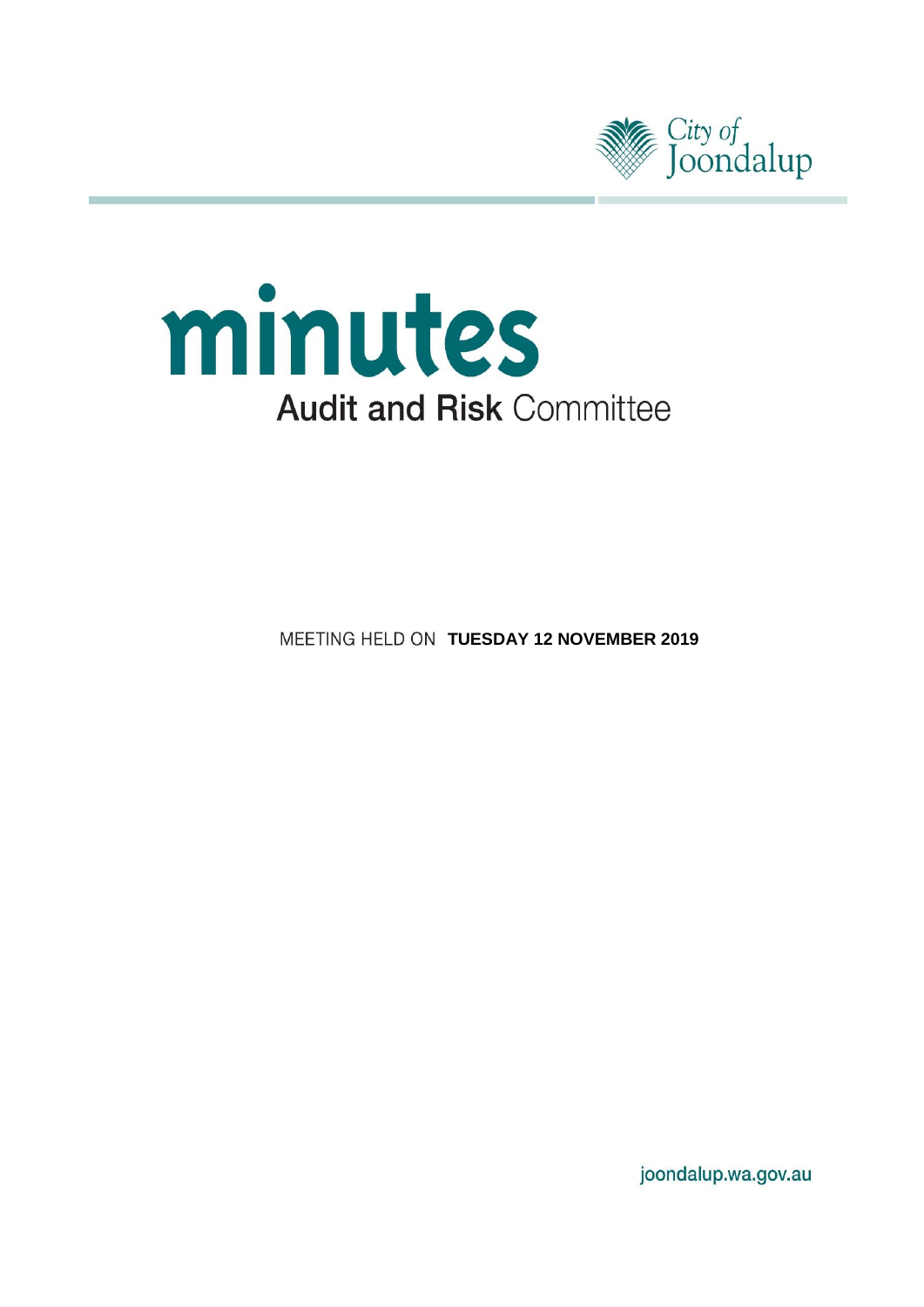City of Joondalup

# minutes

## Audit and Risk Committee

MEETING HELD ON **TUESDAY 12 NOVEMBER 2019**

joondalup.wa.gov.au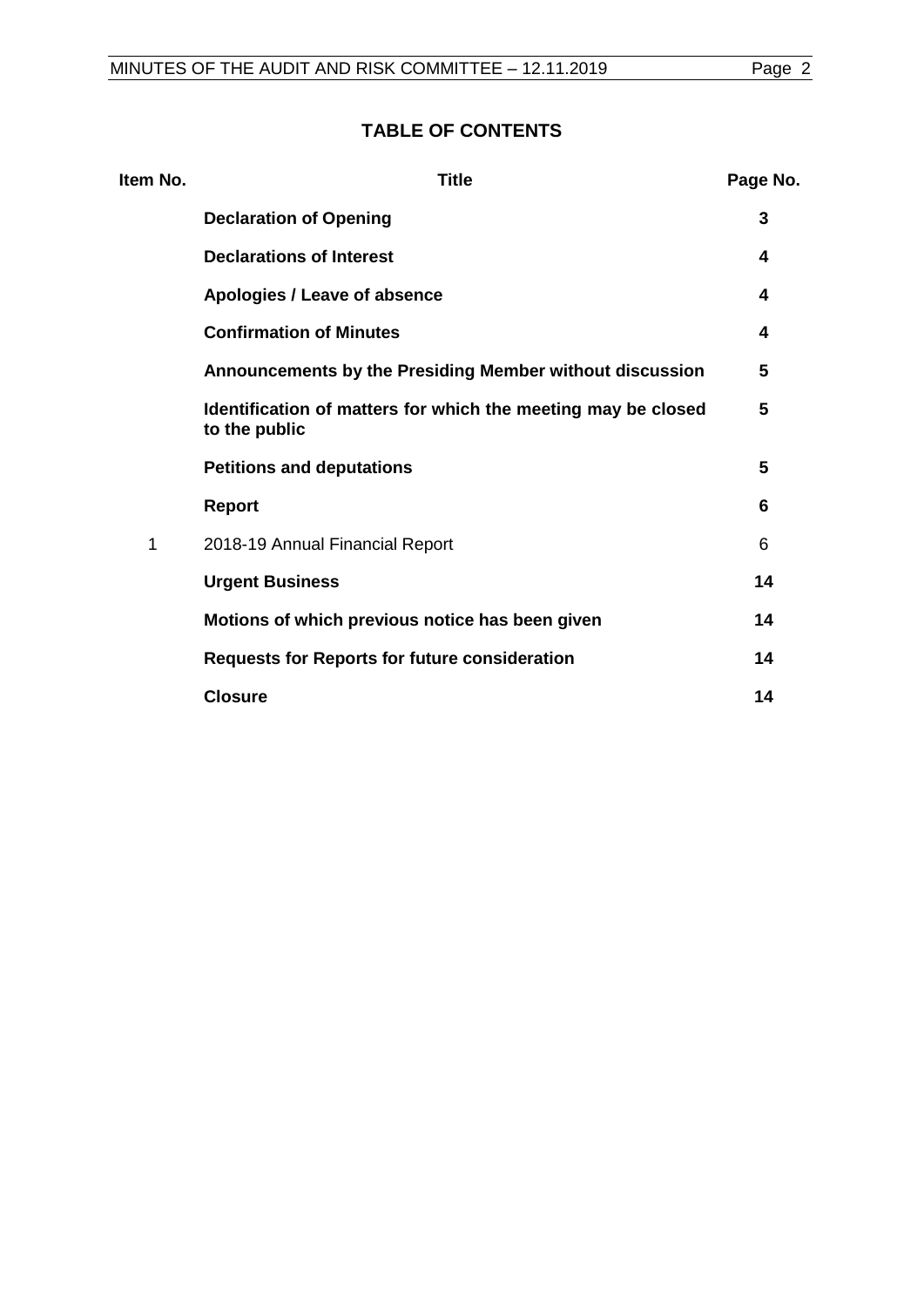## TABLE OF CONTENTS

| Item No. | Title | Page No. |
|---|---|---|
| | **Declaration of Opening** | **3** |
| | **Declarations of Interest** | **4** |
| | **Apologies / Leave of absence** | **4** |
| | **Confirmation of Minutes** | **4** |
| | **Announcements by the Presiding Member without discussion** | **5** |
| | **Identification of matters for which the meeting may be closed to the public** | **5** |
| | **Petitions and deputations** | **5** |
| | **Report** | **6** |
| 1 | 2018-19 Annual Financial Report | 6 |
| | **Urgent Business** | **14** |
| | **Motions of which previous notice has been given** | **14** |
| | **Requests for Reports for future consideration** | **14** |
| | **Closure** | **14** |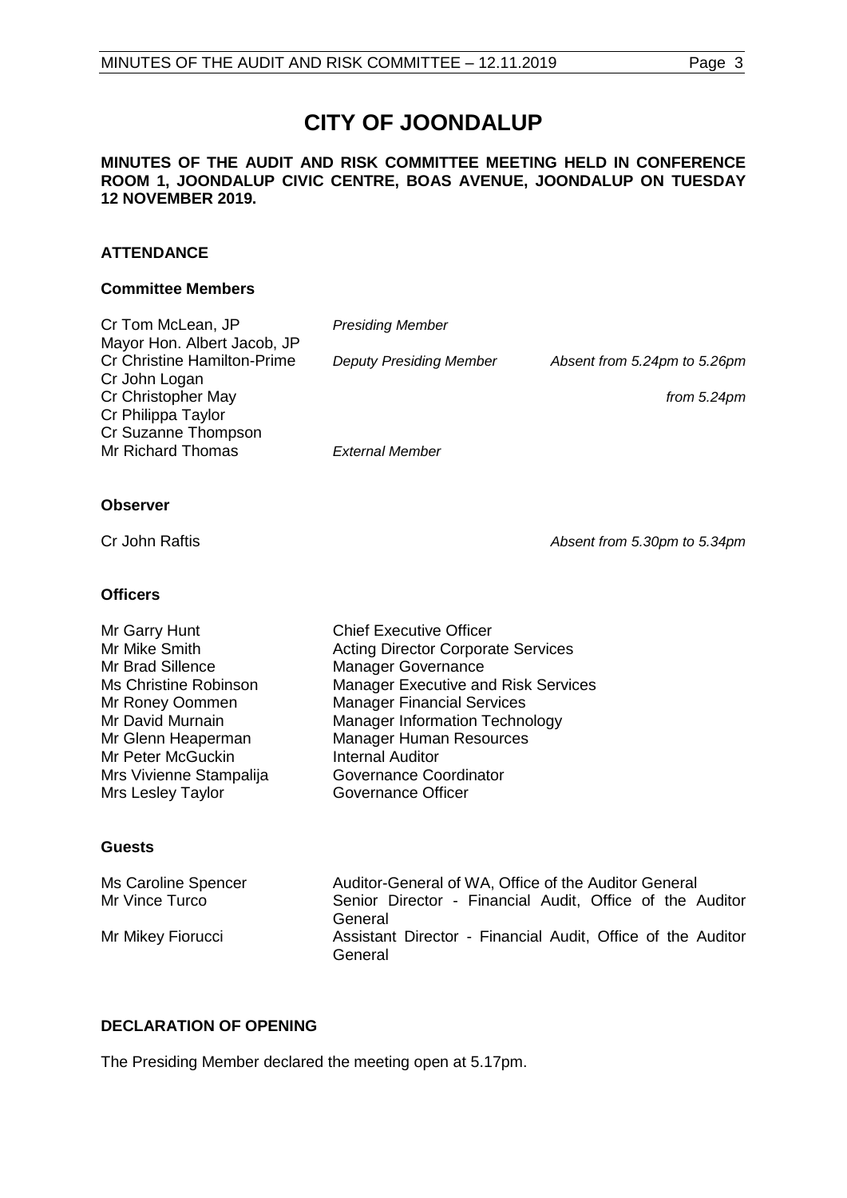# CITY OF JOONDALUP

**MINUTES OF THE AUDIT AND RISK COMMITTEE MEETING HELD IN CONFERENCE ROOM 1, JOONDALUP CIVIC CENTRE, BOAS AVENUE, JOONDALUP ON TUESDAY 12 NOVEMBER 2019.**

## ATTENDANCE

### Committee Members

| | | |
|---|---|---|
| Cr Tom McLean, JP | *Presiding Member* | |
| Mayor Hon. Albert Jacob, JP | | |
| Cr Christine Hamilton-Prime | *Deputy Presiding Member* | *Absent from 5.24pm to 5.26pm* |
| Cr John Logan | | |
| Cr Christopher May | | *from 5.24pm* |
| Cr Philippa Taylor | | |
| Cr Suzanne Thompson | | |
| Mr Richard Thomas | *External Member* | |

### Observer

| | |
|---|---|
| Cr John Raftis | *Absent from 5.30pm to 5.34pm* |

### Officers

| | |
|---|---|
| Mr Garry Hunt | Chief Executive Officer |
| Mr Mike Smith | Acting Director Corporate Services |
| Mr Brad Sillence | Manager Governance |
| Ms Christine Robinson | Manager Executive and Risk Services |
| Mr Roney Oommen | Manager Financial Services |
| Mr David Murnain | Manager Information Technology |
| Mr Glenn Heaperman | Manager Human Resources |
| Mr Peter McGuckin | Internal Auditor |
| Mrs Vivienne Stampalija | Governance Coordinator |
| Mrs Lesley Taylor | Governance Officer |

### Guests

| | |
|---|---|
| Ms Caroline Spencer | Auditor-General of WA, Office of the Auditor General |
| Mr Vince Turco | Senior Director - Financial Audit, Office of the Auditor General |
| Mr Mikey Fiorucci | Assistant Director - Financial Audit, Office of the Auditor General |

## DECLARATION OF OPENING

The Presiding Member declared the meeting open at 5.17pm.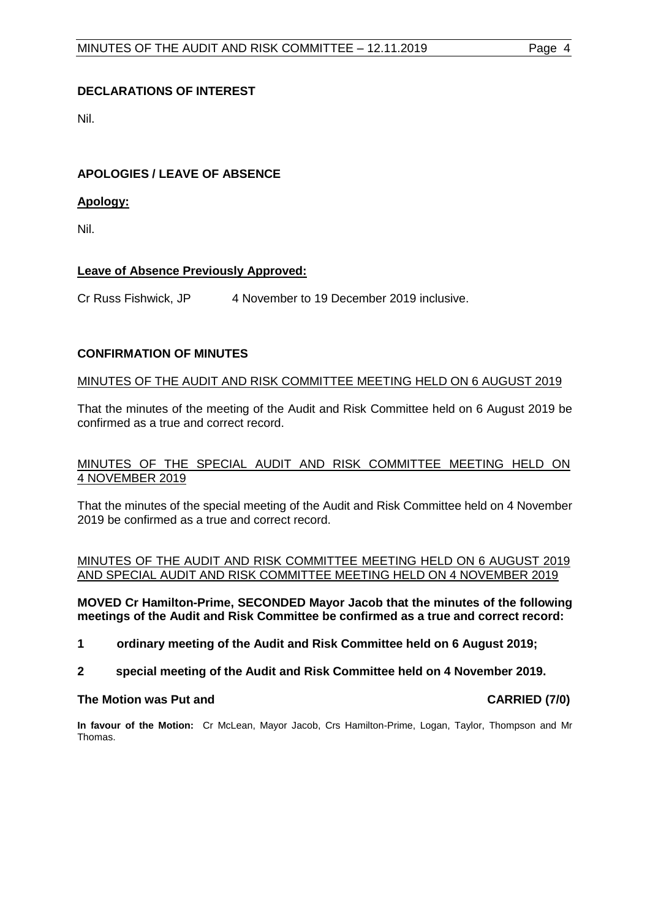## DECLARATIONS OF INTEREST

Nil.

## APOLOGIES / LEAVE OF ABSENCE

### Apology:

Nil.

### Leave of Absence Previously Approved:

Cr Russ Fishwick, JP 4 November to 19 December 2019 inclusive.

## CONFIRMATION OF MINUTES

MINUTES OF THE AUDIT AND RISK COMMITTEE MEETING HELD ON 6 AUGUST 2019

That the minutes of the meeting of the Audit and Risk Committee held on 6 August 2019 be confirmed as a true and correct record.

MINUTES OF THE SPECIAL AUDIT AND RISK COMMITTEE MEETING HELD ON 4 NOVEMBER 2019

That the minutes of the special meeting of the Audit and Risk Committee held on 4 November 2019 be confirmed as a true and correct record.

MINUTES OF THE AUDIT AND RISK COMMITTEE MEETING HELD ON 6 AUGUST 2019 AND SPECIAL AUDIT AND RISK COMMITTEE MEETING HELD ON 4 NOVEMBER 2019

**MOVED Cr Hamilton-Prime, SECONDED Mayor Jacob that the minutes of the following meetings of the Audit and Risk Committee be confirmed as a true and correct record:**

**1 ordinary meeting of the Audit and Risk Committee held on 6 August 2019;**

**2 special meeting of the Audit and Risk Committee held on 4 November 2019.**

**The Motion was Put and CARRIED (7/0)**

**In favour of the Motion:** Cr McLean, Mayor Jacob, Crs Hamilton-Prime, Logan, Taylor, Thompson and Mr Thomas.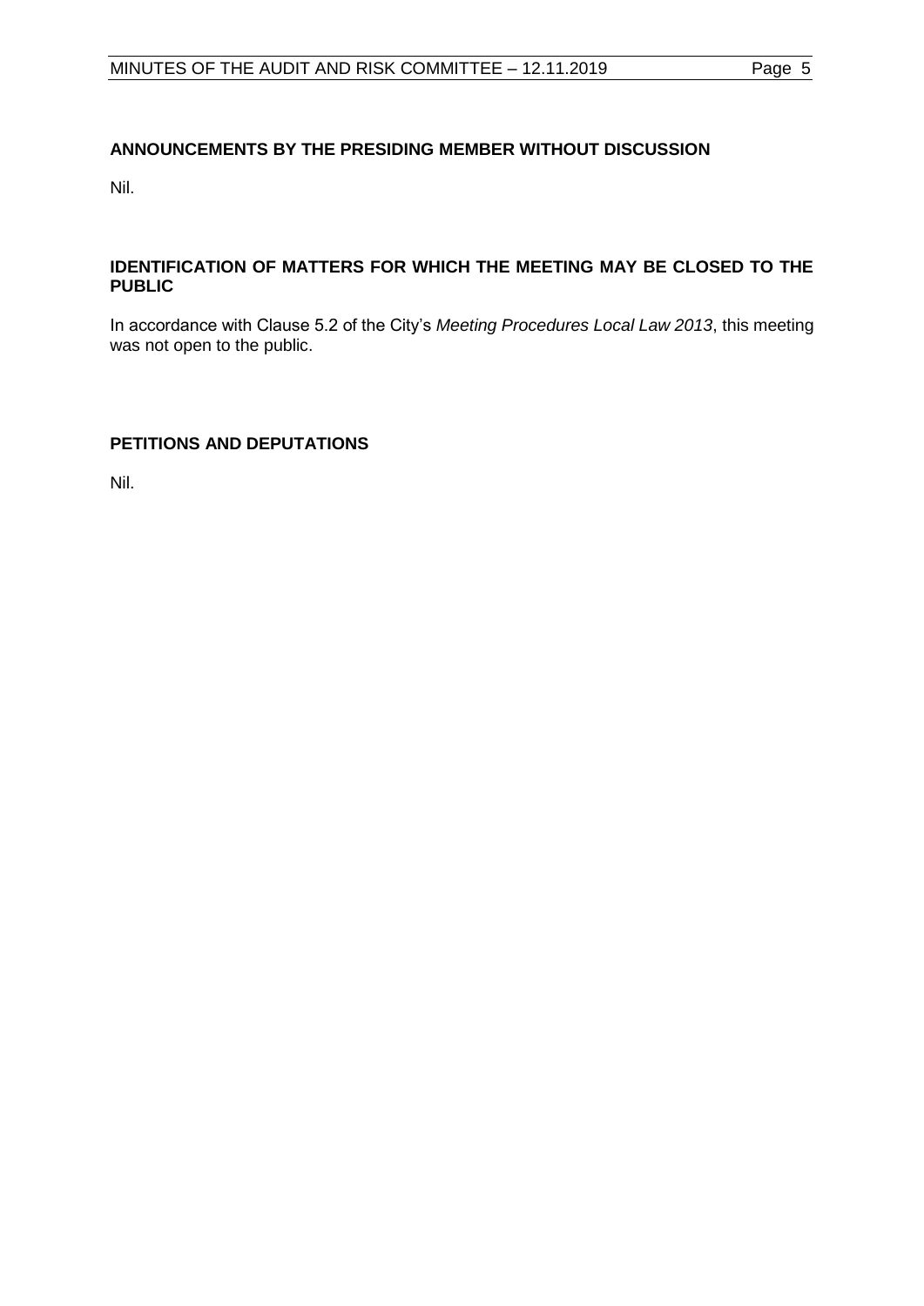## ANNOUNCEMENTS BY THE PRESIDING MEMBER WITHOUT DISCUSSION

Nil.

## IDENTIFICATION OF MATTERS FOR WHICH THE MEETING MAY BE CLOSED TO THE PUBLIC

In accordance with Clause 5.2 of the City's *Meeting Procedures Local Law 2013*, this meeting was not open to the public.

## PETITIONS AND DEPUTATIONS

Nil.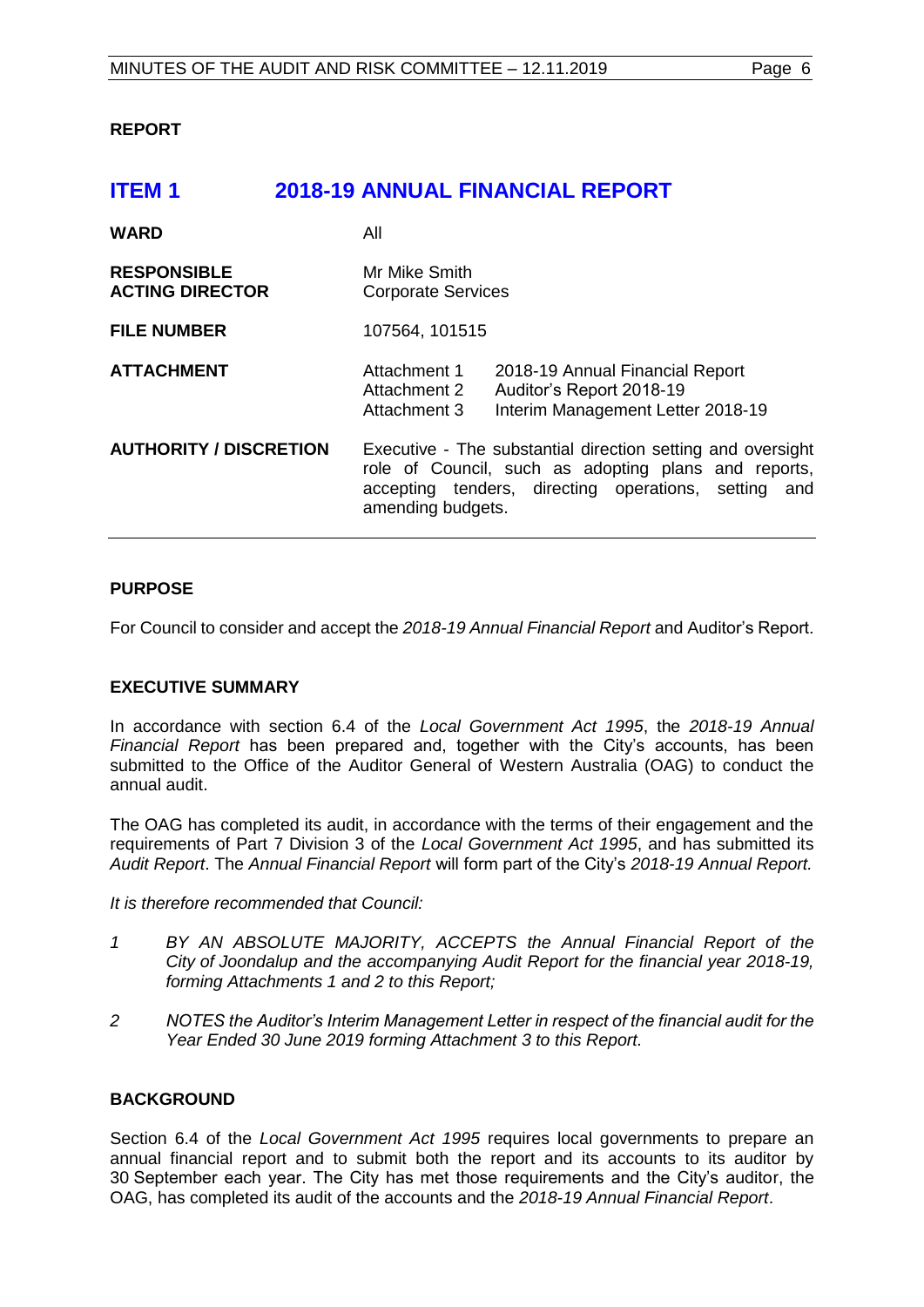**REPORT**

# ITEM 1 2018-19 ANNUAL FINANCIAL REPORT

| | | |
|---|---|---|
| **WARD** | All | |
| **RESPONSIBLE ACTING DIRECTOR** | Mr Mike Smith Corporate Services | |
| **FILE NUMBER** | 107564, 101515 | |
| **ATTACHMENT** | Attachment 1 | 2018-19 Annual Financial Report |
| | Attachment 2 | Auditor's Report 2018-19 |
| | Attachment 3 | Interim Management Letter 2018-19 |
| **AUTHORITY / DISCRETION** | Executive - The substantial direction setting and oversight role of Council, such as adopting plans and reports, accepting tenders, directing operations, setting and amending budgets. | |

**PURPOSE**

For Council to consider and accept the *2018-19 Annual Financial Report* and Auditor's Report.

**EXECUTIVE SUMMARY**

In accordance with section 6.4 of the *Local Government Act 1995*, the *2018-19 Annual Financial Report* has been prepared and, together with the City's accounts, has been submitted to the Office of the Auditor General of Western Australia (OAG) to conduct the annual audit.

The OAG has completed its audit, in accordance with the terms of their engagement and the requirements of Part 7 Division 3 of the *Local Government Act 1995*, and has submitted its *Audit Report*. The *Annual Financial Report* will form part of the City's *2018-19 Annual Report.*

*It is therefore recommended that Council:*

*1 BY AN ABSOLUTE MAJORITY, ACCEPTS the Annual Financial Report of the City of Joondalup and the accompanying Audit Report for the financial year 2018-19, forming Attachments 1 and 2 to this Report;*

*2 NOTES the Auditor's Interim Management Letter in respect of the financial audit for the Year Ended 30 June 2019 forming Attachment 3 to this Report.*

**BACKGROUND**

Section 6.4 of the *Local Government Act 1995* requires local governments to prepare an annual financial report and to submit both the report and its accounts to its auditor by 30 September each year. The City has met those requirements and the City's auditor, the OAG, has completed its audit of the accounts and the *2018-19 Annual Financial Report*.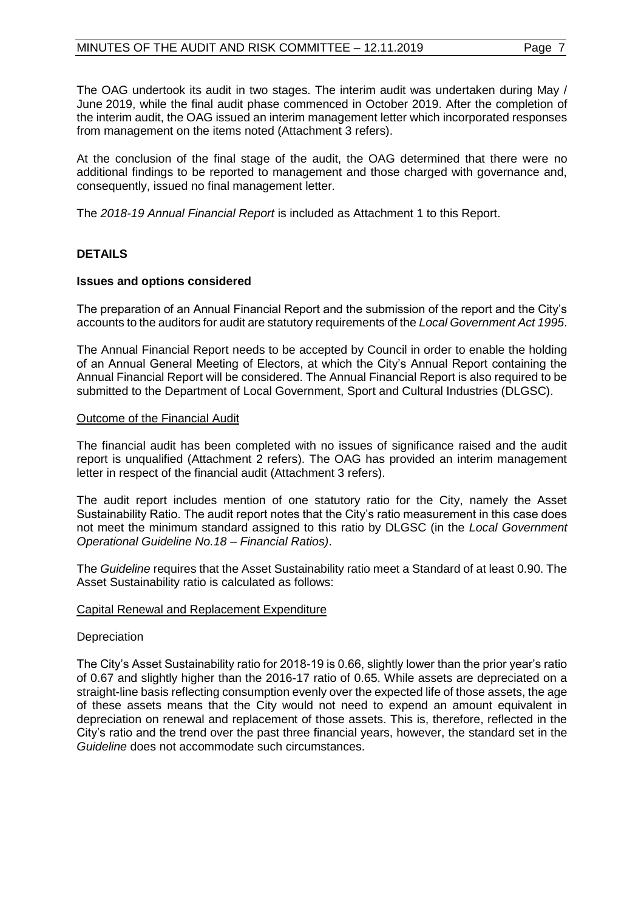The OAG undertook its audit in two stages. The interim audit was undertaken during May / June 2019, while the final audit phase commenced in October 2019. After the completion of the interim audit, the OAG issued an interim management letter which incorporated responses from management on the items noted (Attachment 3 refers).

At the conclusion of the final stage of the audit, the OAG determined that there were no additional findings to be reported to management and those charged with governance and, consequently, issued no final management letter.

The *2018-19 Annual Financial Report* is included as Attachment 1 to this Report.

## DETAILS

### Issues and options considered

The preparation of an Annual Financial Report and the submission of the report and the City's accounts to the auditors for audit are statutory requirements of the *Local Government Act 1995*.

The Annual Financial Report needs to be accepted by Council in order to enable the holding of an Annual General Meeting of Electors, at which the City's Annual Report containing the Annual Financial Report will be considered. The Annual Financial Report is also required to be submitted to the Department of Local Government, Sport and Cultural Industries (DLGSC).

Outcome of the Financial Audit

The financial audit has been completed with no issues of significance raised and the audit report is unqualified (Attachment 2 refers). The OAG has provided an interim management letter in respect of the financial audit (Attachment 3 refers).

The audit report includes mention of one statutory ratio for the City, namely the Asset Sustainability Ratio. The audit report notes that the City's ratio measurement in this case does not meet the minimum standard assigned to this ratio by DLGSC (in the *Local Government Operational Guideline No.18 – Financial Ratios)*.

The *Guideline* requires that the Asset Sustainability ratio meet a Standard of at least 0.90. The Asset Sustainability ratio is calculated as follows:

$$\frac{\text{Capital Renewal and Replacement Expenditure}}{\text{Depreciation}}$$

The City's Asset Sustainability ratio for 2018-19 is 0.66, slightly lower than the prior year's ratio of 0.67 and slightly higher than the 2016-17 ratio of 0.65. While assets are depreciated on a straight-line basis reflecting consumption evenly over the expected life of those assets, the age of these assets means that the City would not need to expend an amount equivalent in depreciation on renewal and replacement of those assets. This is, therefore, reflected in the City's ratio and the trend over the past three financial years, however, the standard set in the *Guideline* does not accommodate such circumstances.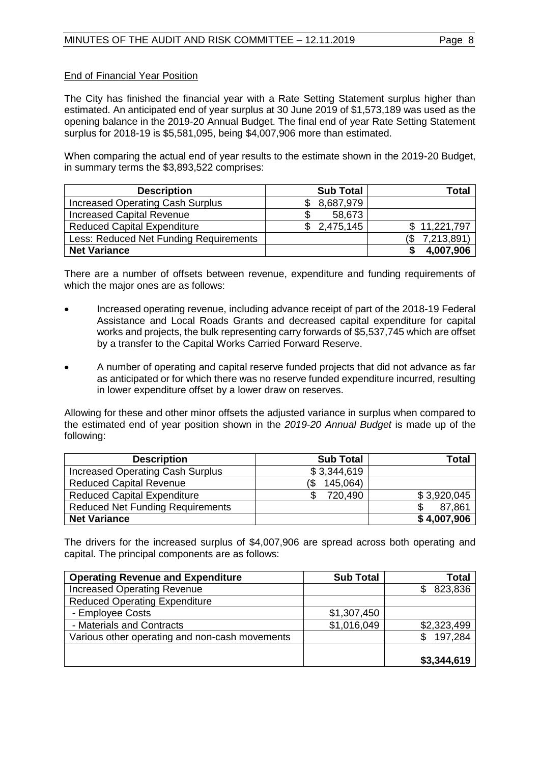End of Financial Year Position

The City has finished the financial year with a Rate Setting Statement surplus higher than estimated. An anticipated end of year surplus at 30 June 2019 of $1,573,189 was used as the opening balance in the 2019-20 Annual Budget. The final end of year Rate Setting Statement surplus for 2018-19 is $5,581,095, being $4,007,906 more than estimated.

When comparing the actual end of year results to the estimate shown in the 2019-20 Budget, in summary terms the $3,893,522 comprises:

| Description | Sub Total | Total |
|---|---|---|
| Increased Operating Cash Surplus | $ 8,687,979 | |
| Increased Capital Revenue | $ 58,673 | |
| Reduced Capital Expenditure | $ 2,475,145 | $ 11,221,797 |
| Less: Reduced Net Funding Requirements | | ($ 7,213,891) |
| **Net Variance** | | **$ 4,007,906** |

There are a number of offsets between revenue, expenditure and funding requirements of which the major ones are as follows:

- Increased operating revenue, including advance receipt of part of the 2018-19 Federal Assistance and Local Roads Grants and decreased capital expenditure for capital works and projects, the bulk representing carry forwards of $5,537,745 which are offset by a transfer to the Capital Works Carried Forward Reserve.
- A number of operating and capital reserve funded projects that did not advance as far as anticipated or for which there was no reserve funded expenditure incurred, resulting in lower expenditure offset by a lower draw on reserves.

Allowing for these and other minor offsets the adjusted variance in surplus when compared to the estimated end of year position shown in the *2019-20 Annual Budget* is made up of the following:

| Description | Sub Total | Total |
|---|---|---|
| Increased Operating Cash Surplus | $ 3,344,619 | |
| Reduced Capital Revenue | ($ 145,064) | |
| Reduced Capital Expenditure | $ 720,490 | $ 3,920,045 |
| Reduced Net Funding Requirements | | $ 87,861 |
| **Net Variance** | | **$ 4,007,906** |

The drivers for the increased surplus of $4,007,906 are spread across both operating and capital. The principal components are as follows:

| Operating Revenue and Expenditure | Sub Total | Total |
|---|---|---|
| Increased Operating Revenue | | $ 823,836 |
| Reduced Operating Expenditure | | |
| - Employee Costs | $1,307,450 | |
| - Materials and Contracts | $1,016,049 | $2,323,499 |
| Various other operating and non-cash movements | | $ 197,284 |
| | | **$3,344,619** |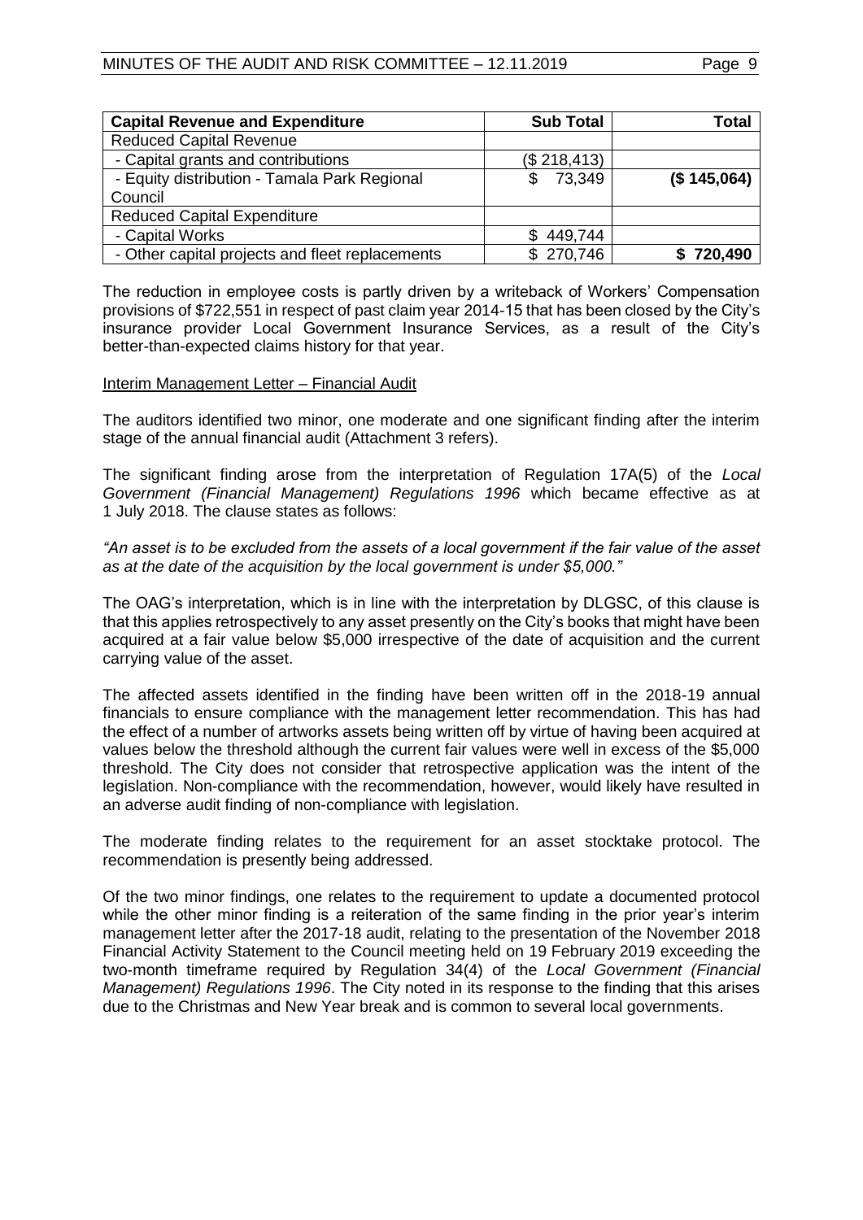| **Capital Revenue and Expenditure** | **Sub Total** | **Total** |
|---|---|---|
| Reduced Capital Revenue | | |
| - Capital grants and contributions | ($ 218,413) | |
| - Equity distribution - Tamala Park Regional Council | $ 73,349 | **($ 145,064)** |
| Reduced Capital Expenditure | | |
| - Capital Works | $ 449,744 | |
| - Other capital projects and fleet replacements | $ 270,746 | **$ 720,490** |

The reduction in employee costs is partly driven by a writeback of Workers' Compensation provisions of $722,551 in respect of past claim year 2014-15 that has been closed by the City's insurance provider Local Government Insurance Services, as a result of the City's better-than-expected claims history for that year.

Interim Management Letter – Financial Audit

The auditors identified two minor, one moderate and one significant finding after the interim stage of the annual financial audit (Attachment 3 refers).

The significant finding arose from the interpretation of Regulation 17A(5) of the *Local Government (Financial Management) Regulations 1996* which became effective as at 1 July 2018. The clause states as follows:

*"An asset is to be excluded from the assets of a local government if the fair value of the asset as at the date of the acquisition by the local government is under $5,000."*

The OAG's interpretation, which is in line with the interpretation by DLGSC, of this clause is that this applies retrospectively to any asset presently on the City's books that might have been acquired at a fair value below $5,000 irrespective of the date of acquisition and the current carrying value of the asset.

The affected assets identified in the finding have been written off in the 2018-19 annual financials to ensure compliance with the management letter recommendation. This has had the effect of a number of artworks assets being written off by virtue of having been acquired at values below the threshold although the current fair values were well in excess of the $5,000 threshold. The City does not consider that retrospective application was the intent of the legislation. Non-compliance with the recommendation, however, would likely have resulted in an adverse audit finding of non-compliance with legislation.

The moderate finding relates to the requirement for an asset stocktake protocol. The recommendation is presently being addressed.

Of the two minor findings, one relates to the requirement to update a documented protocol while the other minor finding is a reiteration of the same finding in the prior year's interim management letter after the 2017-18 audit, relating to the presentation of the November 2018 Financial Activity Statement to the Council meeting held on 19 February 2019 exceeding the two-month timeframe required by Regulation 34(4) of the *Local Government (Financial Management) Regulations 1996*. The City noted in its response to the finding that this arises due to the Christmas and New Year break and is common to several local governments.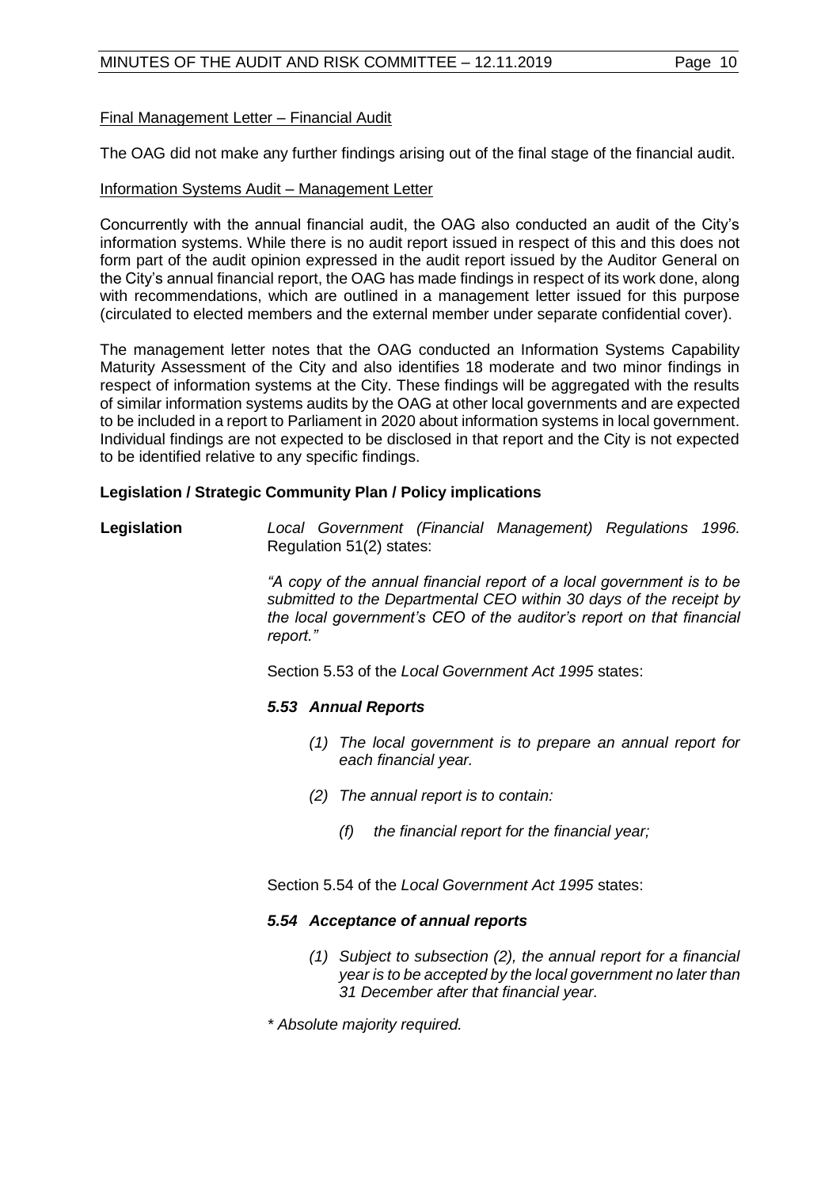Final Management Letter – Financial Audit

The OAG did not make any further findings arising out of the final stage of the financial audit.

Information Systems Audit – Management Letter

Concurrently with the annual financial audit, the OAG also conducted an audit of the City's information systems. While there is no audit report issued in respect of this and this does not form part of the audit opinion expressed in the audit report issued by the Auditor General on the City's annual financial report, the OAG has made findings in respect of its work done, along with recommendations, which are outlined in a management letter issued for this purpose (circulated to elected members and the external member under separate confidential cover).

The management letter notes that the OAG conducted an Information Systems Capability Maturity Assessment of the City and also identifies 18 moderate and two minor findings in respect of information systems at the City. These findings will be aggregated with the results of similar information systems audits by the OAG at other local governments and are expected to be included in a report to Parliament in 2020 about information systems in local government. Individual findings are not expected to be disclosed in that report and the City is not expected to be identified relative to any specific findings.

**Legislation / Strategic Community Plan / Policy implications**

**Legislation** *Local Government (Financial Management) Regulations 1996.* Regulation 51(2) states:

*"A copy of the annual financial report of a local government is to be submitted to the Departmental CEO within 30 days of the receipt by the local government's CEO of the auditor's report on that financial report."*

Section 5.53 of the *Local Government Act 1995* states:

***5.53 Annual Reports***

*(1) The local government is to prepare an annual report for each financial year.*

*(2) The annual report is to contain:*

*(f) the financial report for the financial year;*

Section 5.54 of the *Local Government Act 1995* states:

***5.54 Acceptance of annual reports***

*(1) Subject to subsection (2), the annual report for a financial year is to be accepted by the local government no later than 31 December after that financial year.*

*\* Absolute majority required.*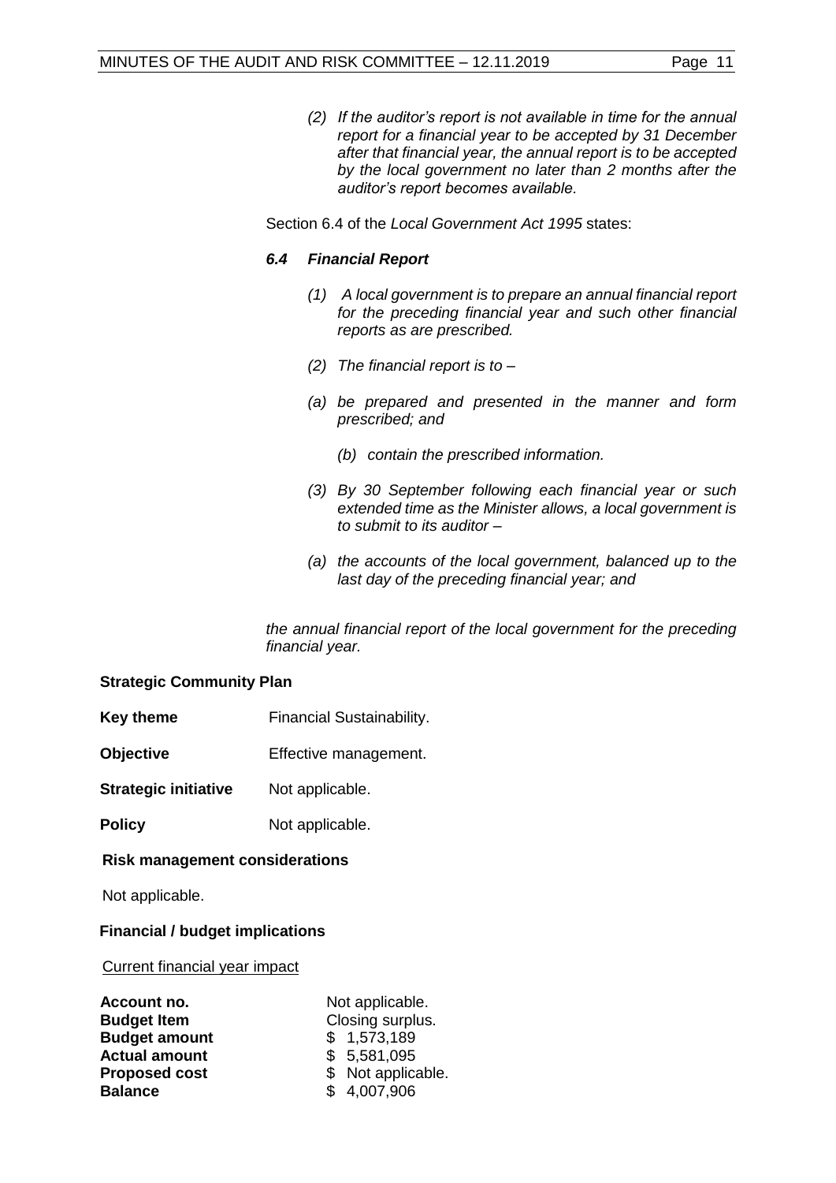*(2) If the auditor's report is not available in time for the annual report for a financial year to be accepted by 31 December after that financial year, the annual report is to be accepted by the local government no later than 2 months after the auditor's report becomes available.*

Section 6.4 of the *Local Government Act 1995* states:

***6.4 Financial Report***

*(1) A local government is to prepare an annual financial report for the preceding financial year and such other financial reports as are prescribed.*

*(2) The financial report is to –*

*(a) be prepared and presented in the manner and form prescribed; and*

*(b) contain the prescribed information.*

*(3) By 30 September following each financial year or such extended time as the Minister allows, a local government is to submit to its auditor –*

*(a) the accounts of the local government, balanced up to the last day of the preceding financial year; and*

*the annual financial report of the local government for the preceding financial year.*

**Strategic Community Plan**

**Key theme** Financial Sustainability.

**Objective** Effective management.

**Strategic initiative** Not applicable.

**Policy** Not applicable.

**Risk management considerations**

Not applicable.

**Financial / budget implications**

Current financial year impact

**Account no.** Not applicable.
**Budget Item** Closing surplus.
**Budget amount** $ 1,573,189
**Actual amount** $ 5,581,095
**Proposed cost** $ Not applicable.
**Balance** $ 4,007,906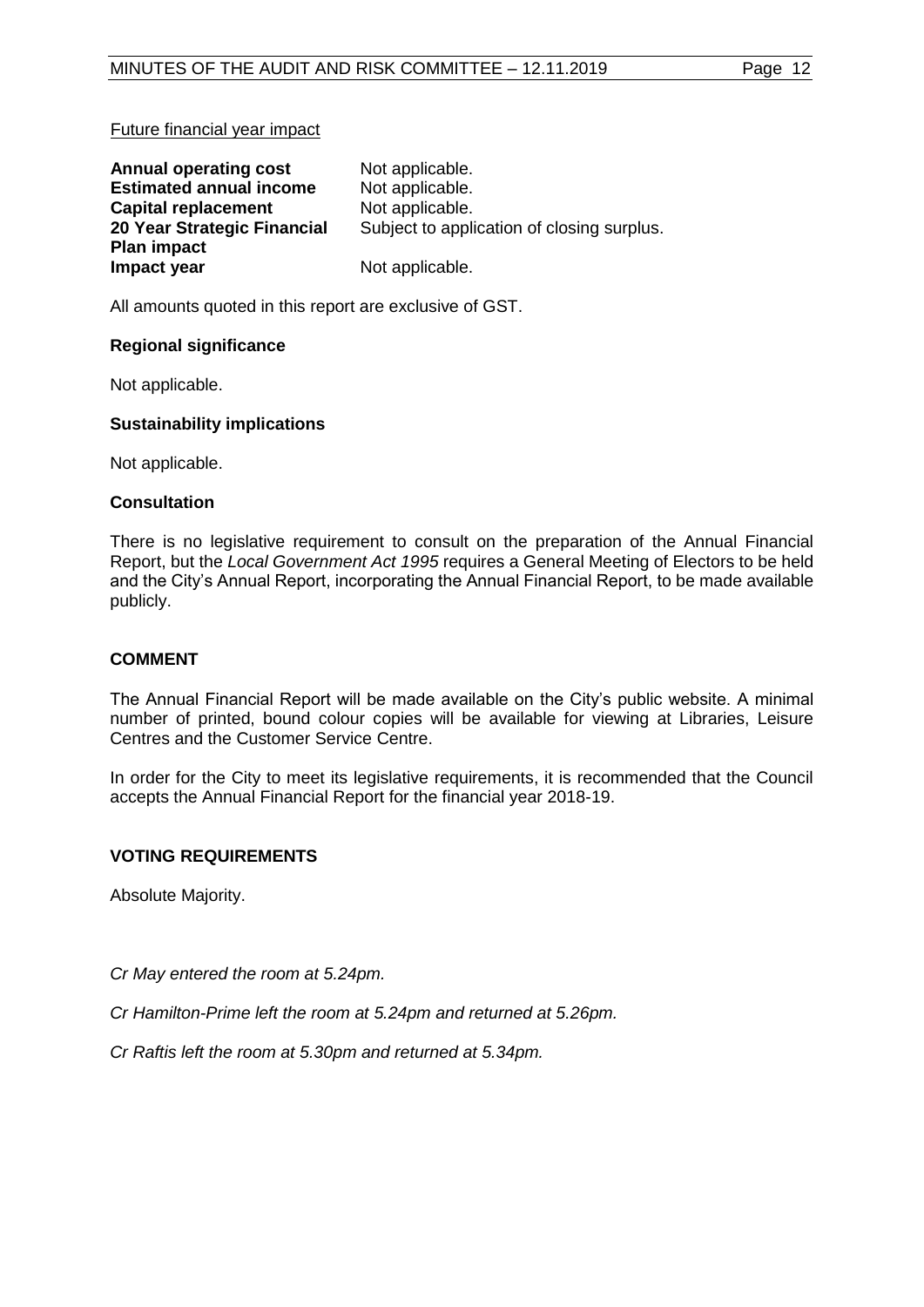Future financial year impact

| | |
|---|---|
| **Annual operating cost** | Not applicable. |
| **Estimated annual income** | Not applicable. |
| **Capital replacement** | Not applicable. |
| **20 Year Strategic Financial Plan impact** | Subject to application of closing surplus. |
| **Impact year** | Not applicable. |

All amounts quoted in this report are exclusive of GST.

**Regional significance**

Not applicable.

**Sustainability implications**

Not applicable.

**Consultation**

There is no legislative requirement to consult on the preparation of the Annual Financial Report, but the *Local Government Act 1995* requires a General Meeting of Electors to be held and the City's Annual Report, incorporating the Annual Financial Report, to be made available publicly.

**COMMENT**

The Annual Financial Report will be made available on the City's public website. A minimal number of printed, bound colour copies will be available for viewing at Libraries, Leisure Centres and the Customer Service Centre.

In order for the City to meet its legislative requirements, it is recommended that the Council accepts the Annual Financial Report for the financial year 2018-19.

**VOTING REQUIREMENTS**

Absolute Majority.

*Cr May entered the room at 5.24pm.*

*Cr Hamilton-Prime left the room at 5.24pm and returned at 5.26pm.*

*Cr Raftis left the room at 5.30pm and returned at 5.34pm.*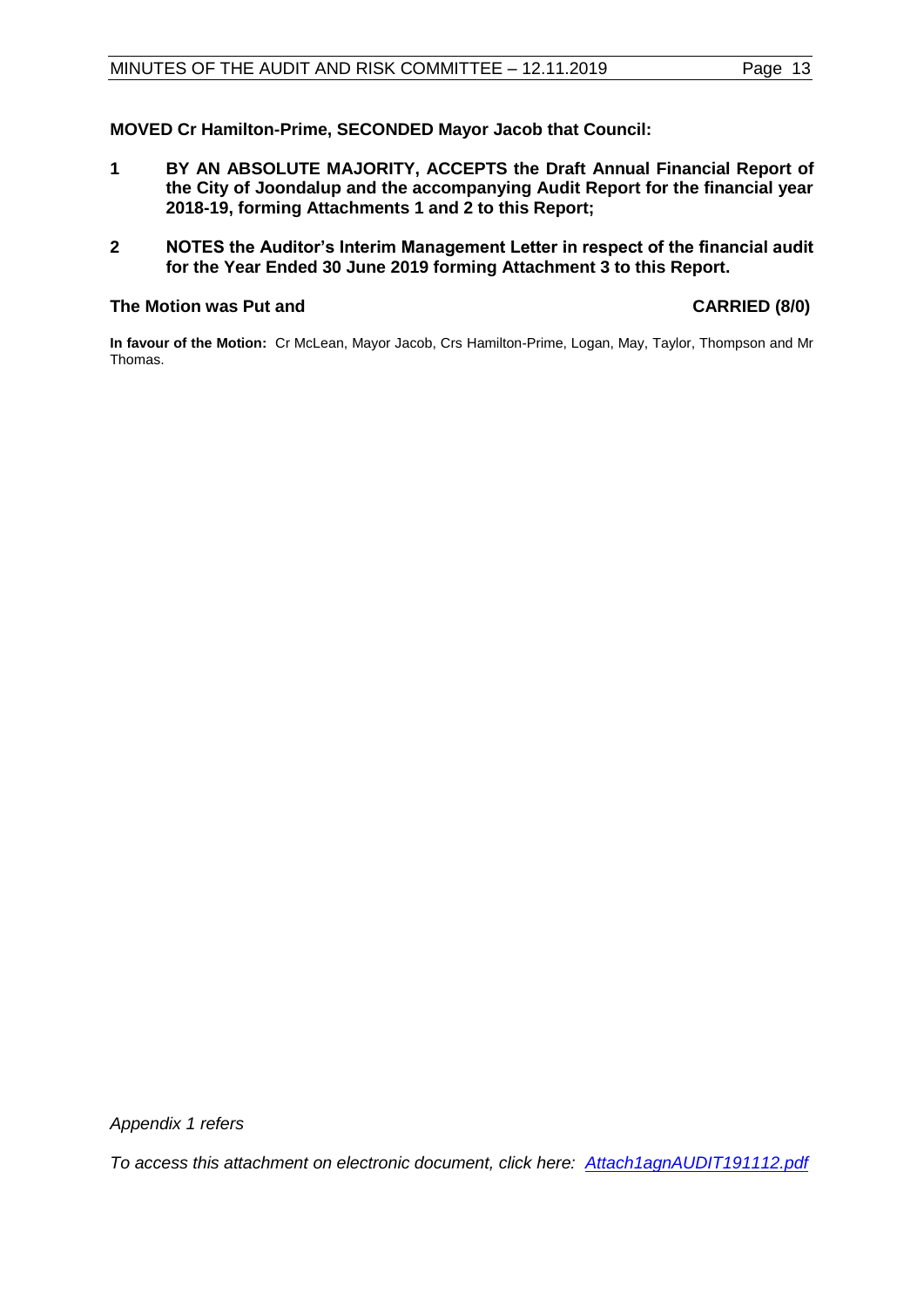**MOVED Cr Hamilton-Prime, SECONDED Mayor Jacob that Council:**

1. **BY AN ABSOLUTE MAJORITY, ACCEPTS the Draft Annual Financial Report of the City of Joondalup and the accompanying Audit Report for the financial year 2018-19, forming Attachments 1 and 2 to this Report;**

2. **NOTES the Auditor's Interim Management Letter in respect of the financial audit for the Year Ended 30 June 2019 forming Attachment 3 to this Report.**

**The Motion was Put and CARRIED (8/0)**

**In favour of the Motion:** Cr McLean, Mayor Jacob, Crs Hamilton-Prime, Logan, May, Taylor, Thompson and Mr Thomas.

*Appendix 1 refers*

*To access this attachment on electronic document, click here: Attach1agnAUDIT191112.pdf*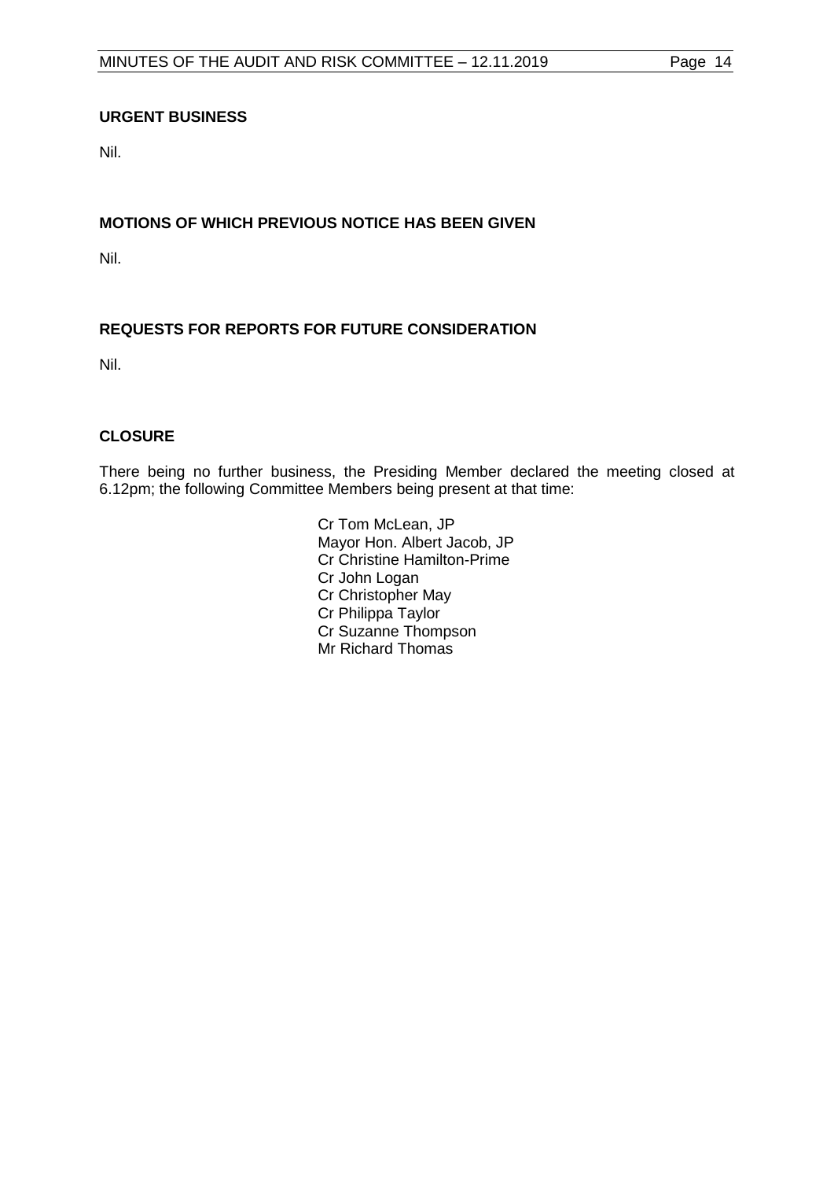## URGENT BUSINESS

Nil.

## MOTIONS OF WHICH PREVIOUS NOTICE HAS BEEN GIVEN

Nil.

## REQUESTS FOR REPORTS FOR FUTURE CONSIDERATION

Nil.

## CLOSURE

There being no further business, the Presiding Member declared the meeting closed at 6.12pm; the following Committee Members being present at that time:

Cr Tom McLean, JP
Mayor Hon. Albert Jacob, JP
Cr Christine Hamilton-Prime
Cr John Logan
Cr Christopher May
Cr Philippa Taylor
Cr Suzanne Thompson
Mr Richard Thomas